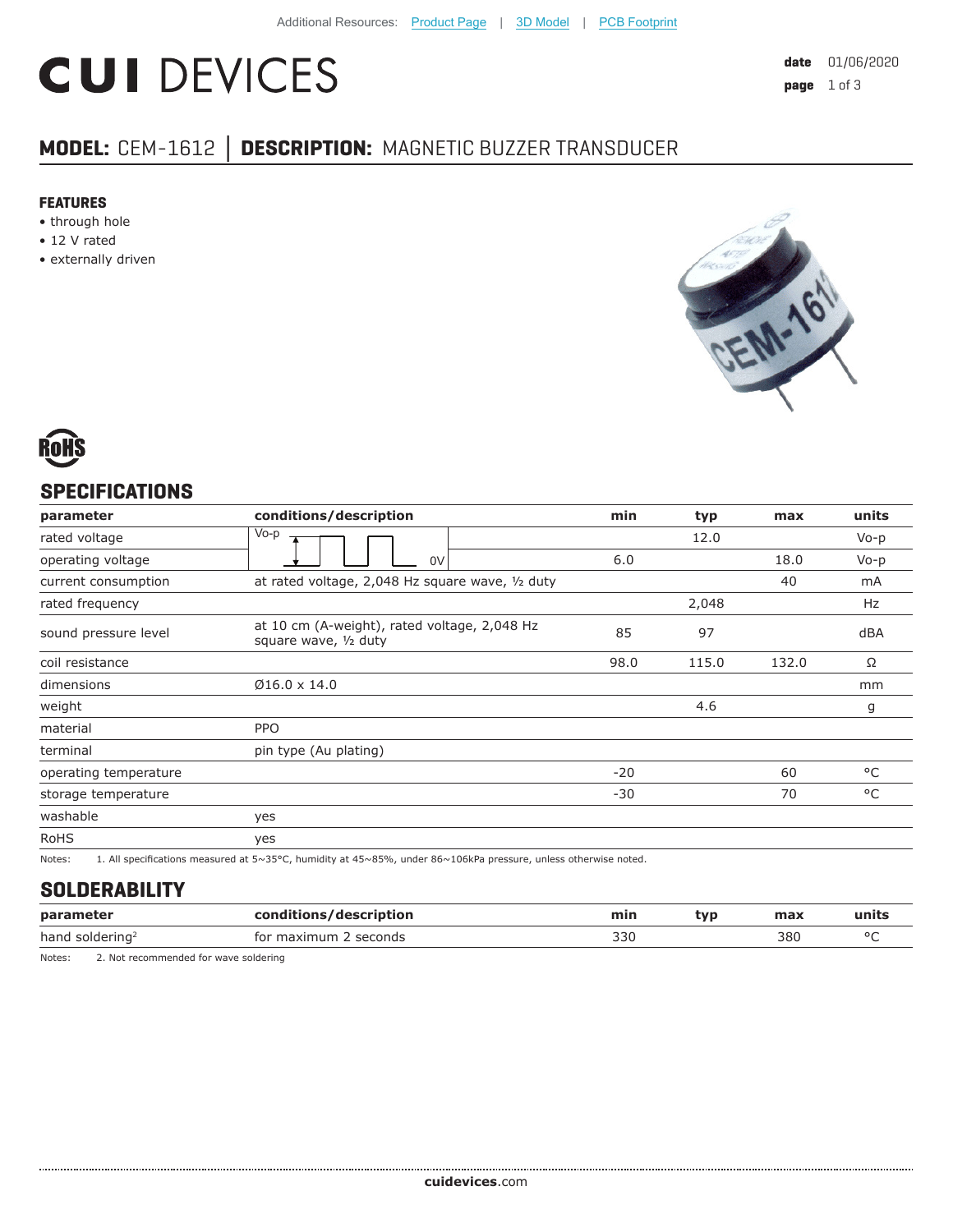Additional Resources: Product Page | 3D Model | PCB Footprint

# CUI DEVICES

**date** 01/06/2020

## MODEL: CEM-1612 | DESCRIPTION: MAGNETIC BUZZER TRANSDUCER

### FEATURES

- through hole
- 12 V rated
- externally driven

RoHS

## SPECIFICATIONS

| parameter | conditions/description | min | typ | max | units |
|---|---|---|---|---|---|
| rated voltage | Vo-p / 0V (square wave diagram) | | 12.0 | | Vo-p |
| operating voltage | | 6.0 | | 18.0 | Vo-p |
| current consumption | at rated voltage, 2,048 Hz square wave, ½ duty | | | 40 | mA |
| rated frequency | | | 2,048 | | Hz |
| sound pressure level | at 10 cm (A-weight), rated voltage, 2,048 Hz square wave, ½ duty | 85 | 97 | | dBA |
| coil resistance | | 98.0 | 115.0 | 132.0 | Ω |
| dimensions | Ø16.0 x 14.0 | | | | mm |
| weight | | | 4.6 | | g |
| material | PPO | | | | |
| terminal | pin type (Au plating) | | | | |
| operating temperature | | -20 | | 60 | °C |
| storage temperature | | -30 | | 70 | °C |
| washable | yes | | | | |
| RoHS | yes | | | | |

Notes: 1. All specifications measured at 5~35°C, humidity at 45~85%, under 86~106kPa pressure, unless otherwise noted.

## SOLDERABILITY

| parameter | conditions/description | min | typ | max | units |
|---|---|---|---|---|---|
| hand soldering[2] | for maximum 2 seconds | 330 | | 380 | °C |

Notes: 2. Not recommended for wave soldering

cuidevices.com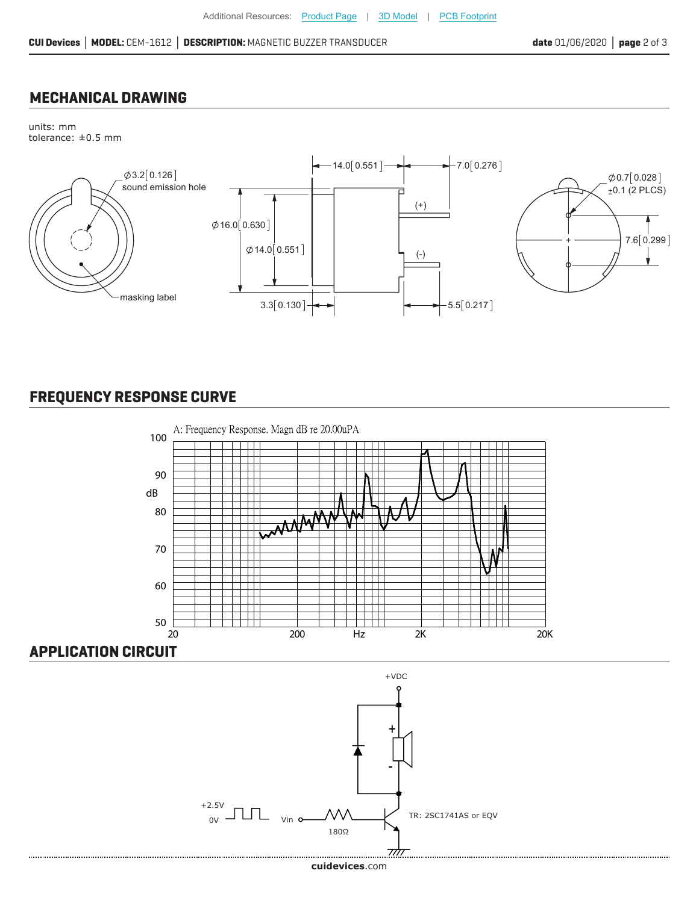## MECHANICAL DRAWING

units: mm
tolerance: ±0.5 mm

Ø3.2[0.126] sound emission hole

masking label

14.0[0.551]

7.0[0.276]

Ø16.0[0.630]

Ø14.0[0.551]

(+)

(-)

3.3[0.130]

5.5[0.217]

Ø0.7[0.028] ±0.1 (2 PLCS)

7.6[0.299]

## FREQUENCY RESPONSE CURVE

A: Frequency Response. Magn dB re 20.00uPA

dB: 50, 60, 70, 80, 90, 100

Hz: 20, 200, 2K, 20K

## APPLICATION CIRCUIT

+VDC

+

-

+2.5V

0V

Vin

180Ω

TR: 2SC1741AS or EQV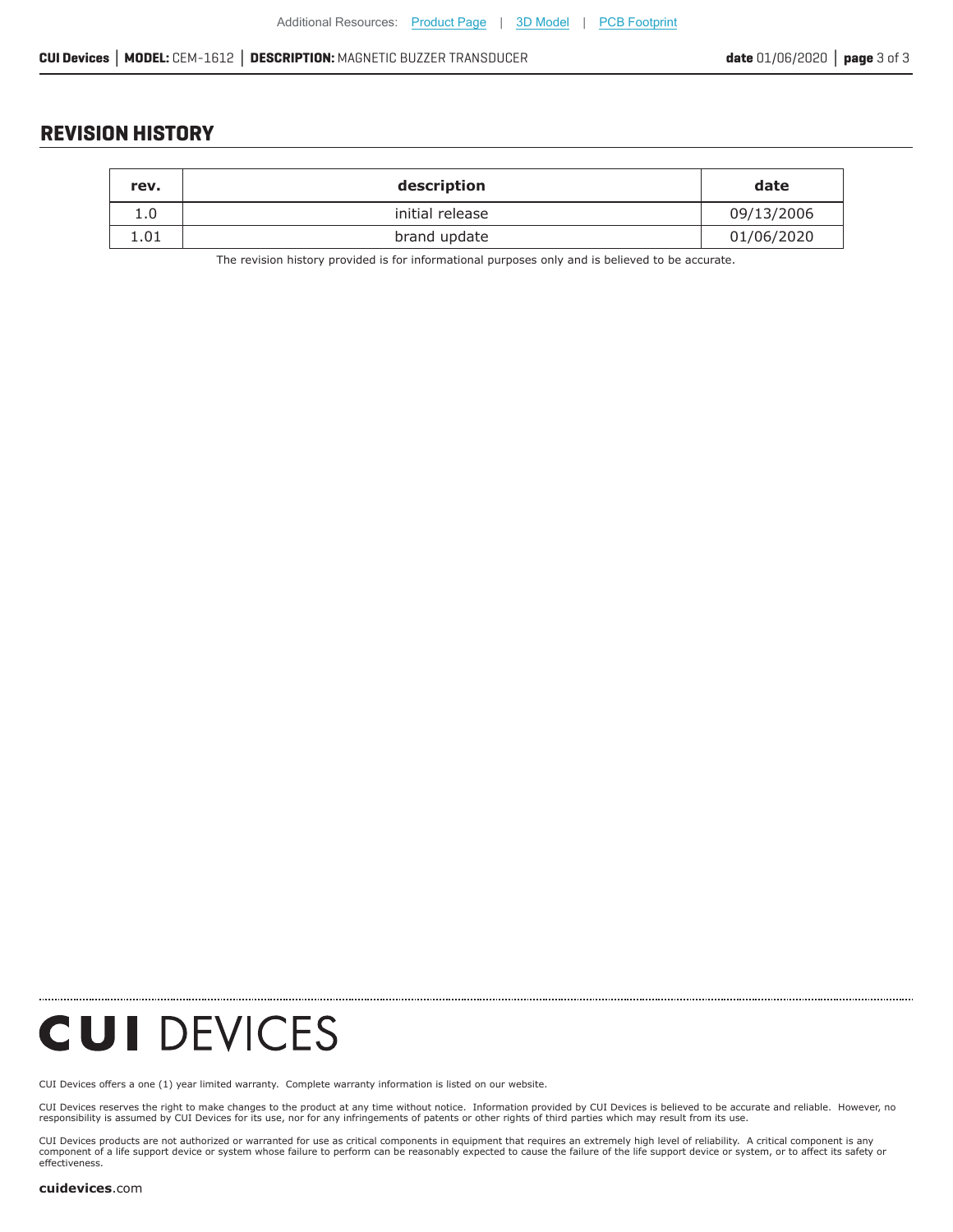## REVISION HISTORY

| rev. | description | date |
|---|---|---|
| 1.0 | initial release | 09/13/2006 |
| 1.01 | brand update | 01/06/2020 |

The revision history provided is for informational purposes only and is believed to be accurate.

**CUI DEVICES**

CUI Devices offers a one (1) year limited warranty. Complete warranty information is listed on our website.

CUI Devices reserves the right to make changes to the product at any time without notice. Information provided by CUI Devices is believed to be accurate and reliable. However, no responsibility is assumed by CUI Devices for its use, nor for any infringements of patents or other rights of third parties which may result from its use.

CUI Devices products are not authorized or warranted for use as critical components in equipment that requires an extremely high level of reliability. A critical component is any component of a life support device or system whose failure to perform can be reasonably expected to cause the failure of the life support device or system, or to affect its safety or effectiveness.

**cuidevices**.com